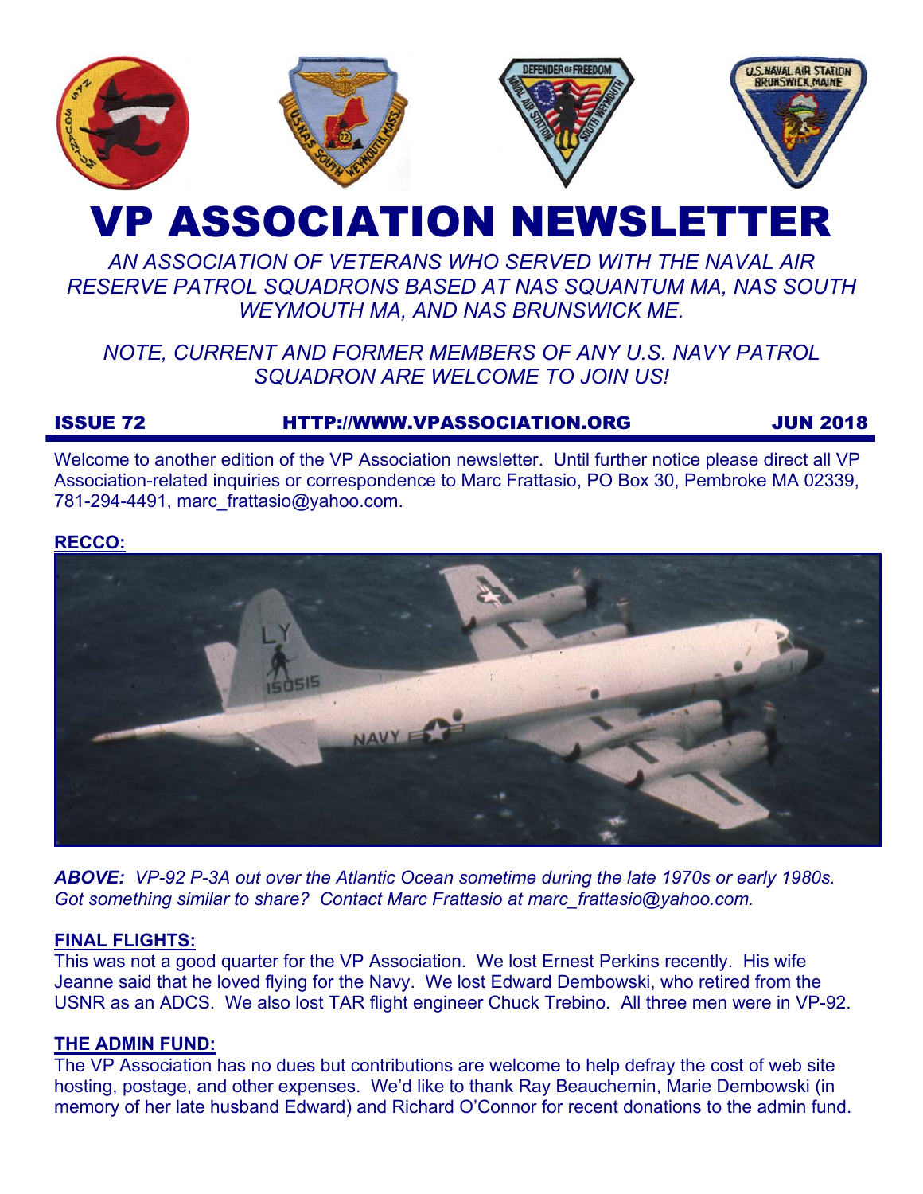# VP ASSOCIATION NEWSLETTER

*AN ASSOCIATION OF VETERANS WHO SERVED WITH THE NAVAL AIR RESERVE PATROL SQUADRONS BASED AT NAS SQUANTUM MA, NAS SOUTH WEYMOUTH MA, AND NAS BRUNSWICK ME.*

*NOTE, CURRENT AND FORMER MEMBERS OF ANY U.S. NAVY PATROL SQUADRON ARE WELCOME TO JOIN US!*

**ISSUE 72** **HTTP://WWW.VPASSOCIATION.ORG** **JUN 2018**

Welcome to another edition of the VP Association newsletter. Until further notice please direct all VP Association-related inquiries or correspondence to Marc Frattasio, PO Box 30, Pembroke MA 02339, 781-294-4491, marc_frattasio@yahoo.com.

## RECCO:

***ABOVE:*** *VP-92 P-3A out over the Atlantic Ocean sometime during the late 1970s or early 1980s. Got something similar to share? Contact Marc Frattasio at marc_frattasio@yahoo.com.*

## FINAL FLIGHTS:

This was not a good quarter for the VP Association. We lost Ernest Perkins recently. His wife Jeanne said that he loved flying for the Navy. We lost Edward Dembowski, who retired from the USNR as an ADCS. We also lost TAR flight engineer Chuck Trebino. All three men were in VP-92.

## THE ADMIN FUND:

The VP Association has no dues but contributions are welcome to help defray the cost of web site hosting, postage, and other expenses. We'd like to thank Ray Beauchemin, Marie Dembowski (in memory of her late husband Edward) and Richard O'Connor for recent donations to the admin fund.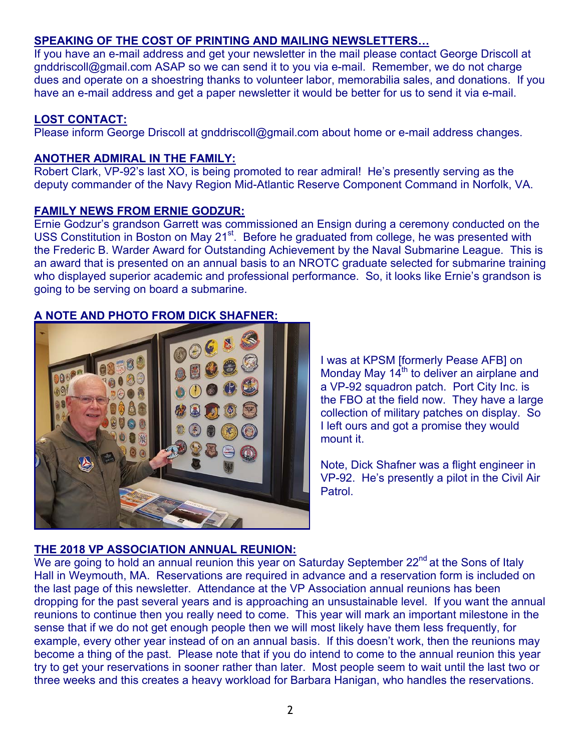## SPEAKING OF THE COST OF PRINTING AND MAILING NEWSLETTERS…

If you have an e-mail address and get your newsletter in the mail please contact George Driscoll at gnddriscoll@gmail.com ASAP so we can send it to you via e-mail. Remember, we do not charge dues and operate on a shoestring thanks to volunteer labor, memorabilia sales, and donations. If you have an e-mail address and get a paper newsletter it would be better for us to send it via e-mail.

## LOST CONTACT:

Please inform George Driscoll at gnddriscoll@gmail.com about home or e-mail address changes.

## ANOTHER ADMIRAL IN THE FAMILY:

Robert Clark, VP-92's last XO, is being promoted to rear admiral! He's presently serving as the deputy commander of the Navy Region Mid-Atlantic Reserve Component Command in Norfolk, VA.

## FAMILY NEWS FROM ERNIE GODZUR:

Ernie Godzur's grandson Garrett was commissioned an Ensign during a ceremony conducted on the USS Constitution in Boston on May 21st. Before he graduated from college, he was presented with the Frederic B. Warder Award for Outstanding Achievement by the Naval Submarine League. This is an award that is presented on an annual basis to an NROTC graduate selected for submarine training who displayed superior academic and professional performance. So, it looks like Ernie's grandson is going to be serving on board a submarine.

## A NOTE AND PHOTO FROM DICK SHAFNER:

I was at KPSM [formerly Pease AFB] on Monday May 14th to deliver an airplane and a VP-92 squadron patch. Port City Inc. is the FBO at the field now. They have a large collection of military patches on display. So I left ours and got a promise they would mount it.

Note, Dick Shafner was a flight engineer in VP-92. He's presently a pilot in the Civil Air Patrol.

## THE 2018 VP ASSOCIATION ANNUAL REUNION:

We are going to hold an annual reunion this year on Saturday September 22nd at the Sons of Italy Hall in Weymouth, MA. Reservations are required in advance and a reservation form is included on the last page of this newsletter. Attendance at the VP Association annual reunions has been dropping for the past several years and is approaching an unsustainable level. If you want the annual reunions to continue then you really need to come. This year will mark an important milestone in the sense that if we do not get enough people then we will most likely have them less frequently, for example, every other year instead of on an annual basis. If this doesn't work, then the reunions may become a thing of the past. Please note that if you do intend to come to the annual reunion this year try to get your reservations in sooner rather than later. Most people seem to wait until the last two or three weeks and this creates a heavy workload for Barbara Hanigan, who handles the reservations.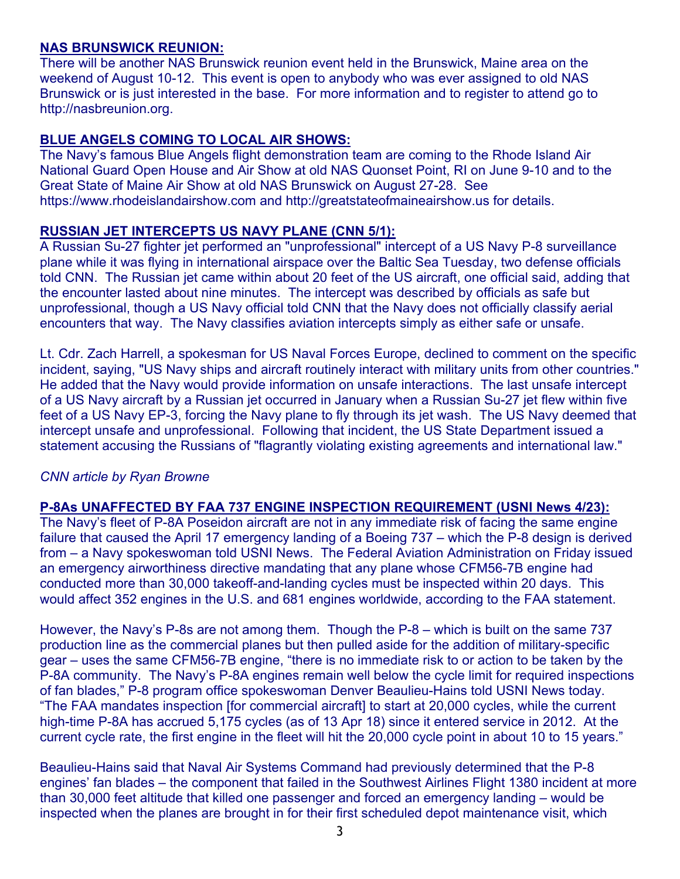## NAS BRUNSWICK REUNION:

There will be another NAS Brunswick reunion event held in the Brunswick, Maine area on the weekend of August 10-12. This event is open to anybody who was ever assigned to old NAS Brunswick or is just interested in the base. For more information and to register to attend go to http://nasbreunion.org.

## BLUE ANGELS COMING TO LOCAL AIR SHOWS:

The Navy's famous Blue Angels flight demonstration team are coming to the Rhode Island Air National Guard Open House and Air Show at old NAS Quonset Point, RI on June 9-10 and to the Great State of Maine Air Show at old NAS Brunswick on August 27-28. See https://www.rhodeislandairshow.com and http://greatstateofmaineairshow.us for details.

## RUSSIAN JET INTERCEPTS US NAVY PLANE (CNN 5/1):

A Russian Su-27 fighter jet performed an "unprofessional" intercept of a US Navy P-8 surveillance plane while it was flying in international airspace over the Baltic Sea Tuesday, two defense officials told CNN. The Russian jet came within about 20 feet of the US aircraft, one official said, adding that the encounter lasted about nine minutes. The intercept was described by officials as safe but unprofessional, though a US Navy official told CNN that the Navy does not officially classify aerial encounters that way. The Navy classifies aviation intercepts simply as either safe or unsafe.

Lt. Cdr. Zach Harrell, a spokesman for US Naval Forces Europe, declined to comment on the specific incident, saying, "US Navy ships and aircraft routinely interact with military units from other countries." He added that the Navy would provide information on unsafe interactions. The last unsafe intercept of a US Navy aircraft by a Russian jet occurred in January when a Russian Su-27 jet flew within five feet of a US Navy EP-3, forcing the Navy plane to fly through its jet wash. The US Navy deemed that intercept unsafe and unprofessional. Following that incident, the US State Department issued a statement accusing the Russians of "flagrantly violating existing agreements and international law."

*CNN article by Ryan Browne*

## P-8As UNAFFECTED BY FAA 737 ENGINE INSPECTION REQUIREMENT (USNI News 4/23):

The Navy's fleet of P-8A Poseidon aircraft are not in any immediate risk of facing the same engine failure that caused the April 17 emergency landing of a Boeing 737 – which the P-8 design is derived from – a Navy spokeswoman told USNI News. The Federal Aviation Administration on Friday issued an emergency airworthiness directive mandating that any plane whose CFM56-7B engine had conducted more than 30,000 takeoff-and-landing cycles must be inspected within 20 days. This would affect 352 engines in the U.S. and 681 engines worldwide, according to the FAA statement.

However, the Navy's P-8s are not among them. Though the P-8 – which is built on the same 737 production line as the commercial planes but then pulled aside for the addition of military-specific gear – uses the same CFM56-7B engine, "there is no immediate risk to or action to be taken by the P-8A community. The Navy's P-8A engines remain well below the cycle limit for required inspections of fan blades," P-8 program office spokeswoman Denver Beaulieu-Hains told USNI News today. "The FAA mandates inspection [for commercial aircraft] to start at 20,000 cycles, while the current high-time P-8A has accrued 5,175 cycles (as of 13 Apr 18) since it entered service in 2012. At the current cycle rate, the first engine in the fleet will hit the 20,000 cycle point in about 10 to 15 years."

Beaulieu-Hains said that Naval Air Systems Command had previously determined that the P-8 engines' fan blades – the component that failed in the Southwest Airlines Flight 1380 incident at more than 30,000 feet altitude that killed one passenger and forced an emergency landing – would be inspected when the planes are brought in for their first scheduled depot maintenance visit, which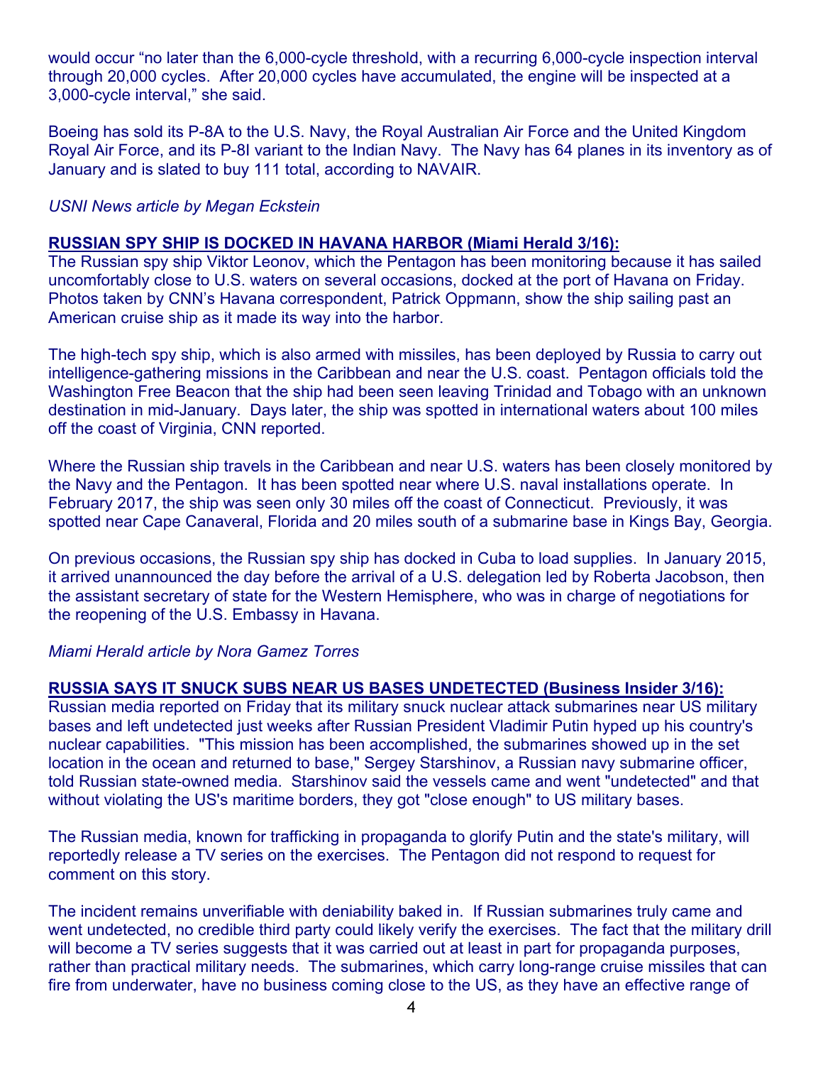would occur "no later than the 6,000-cycle threshold, with a recurring 6,000-cycle inspection interval through 20,000 cycles. After 20,000 cycles have accumulated, the engine will be inspected at a 3,000-cycle interval," she said.

Boeing has sold its P-8A to the U.S. Navy, the Royal Australian Air Force and the United Kingdom Royal Air Force, and its P-8I variant to the Indian Navy. The Navy has 64 planes in its inventory as of January and is slated to buy 111 total, according to NAVAIR.

*USNI News article by Megan Eckstein*

**RUSSIAN SPY SHIP IS DOCKED IN HAVANA HARBOR (Miami Herald 3/16):**

The Russian spy ship Viktor Leonov, which the Pentagon has been monitoring because it has sailed uncomfortably close to U.S. waters on several occasions, docked at the port of Havana on Friday. Photos taken by CNN's Havana correspondent, Patrick Oppmann, show the ship sailing past an American cruise ship as it made its way into the harbor.

The high-tech spy ship, which is also armed with missiles, has been deployed by Russia to carry out intelligence-gathering missions in the Caribbean and near the U.S. coast. Pentagon officials told the Washington Free Beacon that the ship had been seen leaving Trinidad and Tobago with an unknown destination in mid-January. Days later, the ship was spotted in international waters about 100 miles off the coast of Virginia, CNN reported.

Where the Russian ship travels in the Caribbean and near U.S. waters has been closely monitored by the Navy and the Pentagon. It has been spotted near where U.S. naval installations operate. In February 2017, the ship was seen only 30 miles off the coast of Connecticut. Previously, it was spotted near Cape Canaveral, Florida and 20 miles south of a submarine base in Kings Bay, Georgia.

On previous occasions, the Russian spy ship has docked in Cuba to load supplies. In January 2015, it arrived unannounced the day before the arrival of a U.S. delegation led by Roberta Jacobson, then the assistant secretary of state for the Western Hemisphere, who was in charge of negotiations for the reopening of the U.S. Embassy in Havana.

*Miami Herald article by Nora Gamez Torres*

**RUSSIA SAYS IT SNUCK SUBS NEAR US BASES UNDETECTED (Business Insider 3/16):**

Russian media reported on Friday that its military snuck nuclear attack submarines near US military bases and left undetected just weeks after Russian President Vladimir Putin hyped up his country's nuclear capabilities. "This mission has been accomplished, the submarines showed up in the set location in the ocean and returned to base," Sergey Starshinov, a Russian navy submarine officer, told Russian state-owned media. Starshinov said the vessels came and went "undetected" and that without violating the US's maritime borders, they got "close enough" to US military bases.

The Russian media, known for trafficking in propaganda to glorify Putin and the state's military, will reportedly release a TV series on the exercises. The Pentagon did not respond to request for comment on this story.

The incident remains unverifiable with deniability baked in. If Russian submarines truly came and went undetected, no credible third party could likely verify the exercises. The fact that the military drill will become a TV series suggests that it was carried out at least in part for propaganda purposes, rather than practical military needs. The submarines, which carry long-range cruise missiles that can fire from underwater, have no business coming close to the US, as they have an effective range of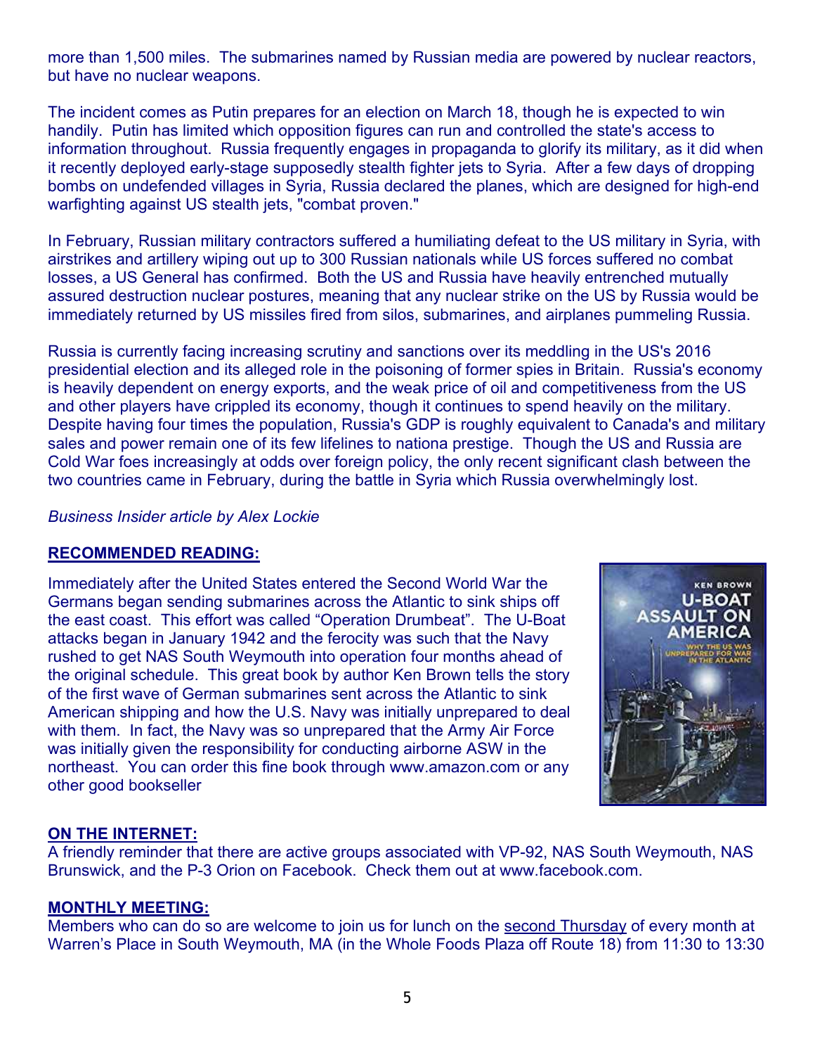more than 1,500 miles. The submarines named by Russian media are powered by nuclear reactors, but have no nuclear weapons.

The incident comes as Putin prepares for an election on March 18, though he is expected to win handily. Putin has limited which opposition figures can run and controlled the state's access to information throughout. Russia frequently engages in propaganda to glorify its military, as it did when it recently deployed early-stage supposedly stealth fighter jets to Syria. After a few days of dropping bombs on undefended villages in Syria, Russia declared the planes, which are designed for high-end warfighting against US stealth jets, "combat proven."

In February, Russian military contractors suffered a humiliating defeat to the US military in Syria, with airstrikes and artillery wiping out up to 300 Russian nationals while US forces suffered no combat losses, a US General has confirmed. Both the US and Russia have heavily entrenched mutually assured destruction nuclear postures, meaning that any nuclear strike on the US by Russia would be immediately returned by US missiles fired from silos, submarines, and airplanes pummeling Russia.

Russia is currently facing increasing scrutiny and sanctions over its meddling in the US's 2016 presidential election and its alleged role in the poisoning of former spies in Britain. Russia's economy is heavily dependent on energy exports, and the weak price of oil and competitiveness from the US and other players have crippled its economy, though it continues to spend heavily on the military. Despite having four times the population, Russia's GDP is roughly equivalent to Canada's and military sales and power remain one of its few lifelines to nationa prestige. Though the US and Russia are Cold War foes increasingly at odds over foreign policy, the only recent significant clash between the two countries came in February, during the battle in Syria which Russia overwhelmingly lost.

*Business Insider article by Alex Lockie*

## RECOMMENDED READING:

Immediately after the United States entered the Second World War the Germans began sending submarines across the Atlantic to sink ships off the east coast. This effort was called "Operation Drumbeat". The U-Boat attacks began in January 1942 and the ferocity was such that the Navy rushed to get NAS South Weymouth into operation four months ahead of the original schedule. This great book by author Ken Brown tells the story of the first wave of German submarines sent across the Atlantic to sink American shipping and how the U.S. Navy was initially unprepared to deal with them. In fact, the Navy was so unprepared that the Army Air Force was initially given the responsibility for conducting airborne ASW in the northeast. You can order this fine book through www.amazon.com or any other good bookseller

## ON THE INTERNET:

A friendly reminder that there are active groups associated with VP-92, NAS South Weymouth, NAS Brunswick, and the P-3 Orion on Facebook. Check them out at www.facebook.com.

## MONTHLY MEETING:

Members who can do so are welcome to join us for lunch on the second Thursday of every month at Warren's Place in South Weymouth, MA (in the Whole Foods Plaza off Route 18) from 11:30 to 13:30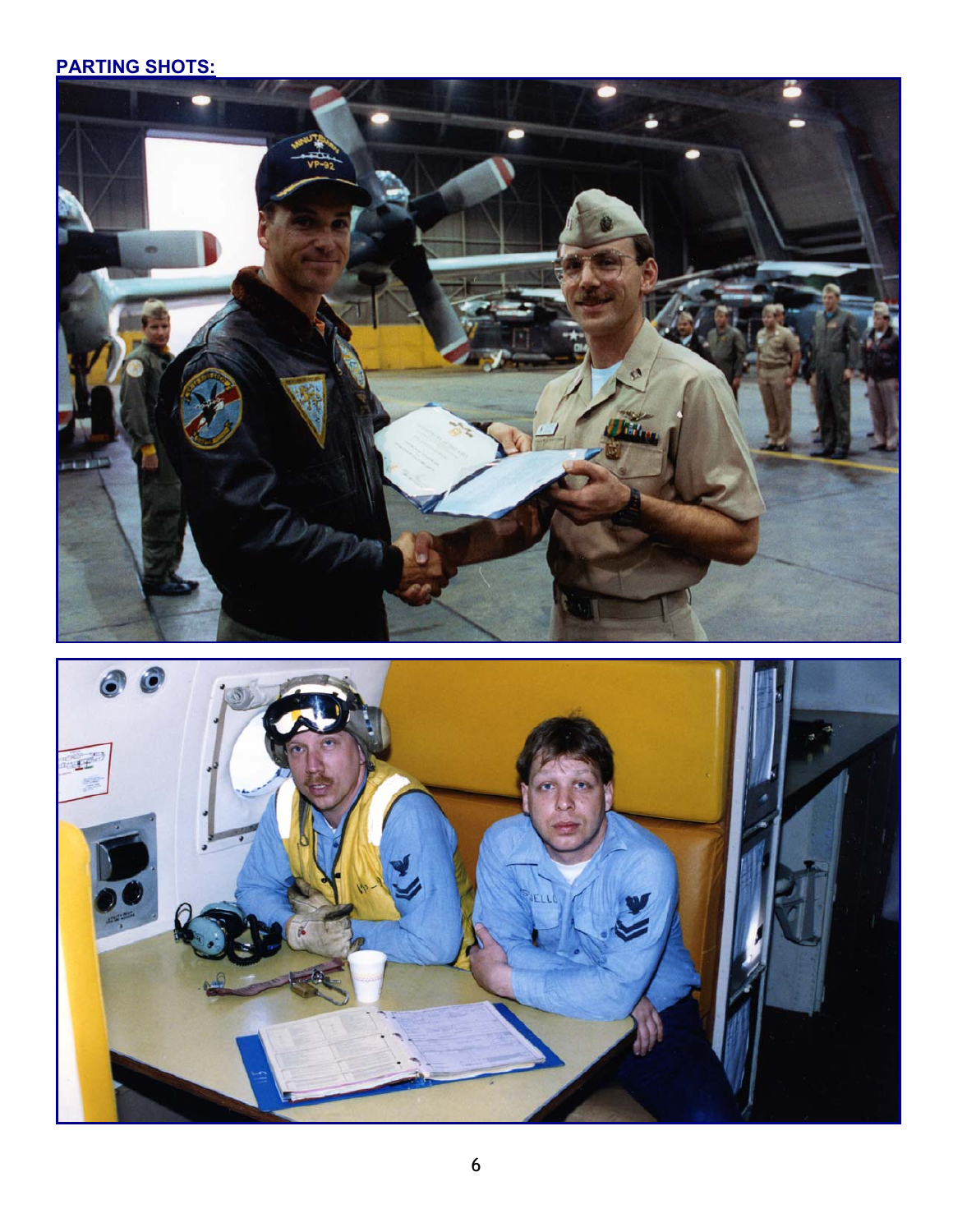**PARTING SHOTS:**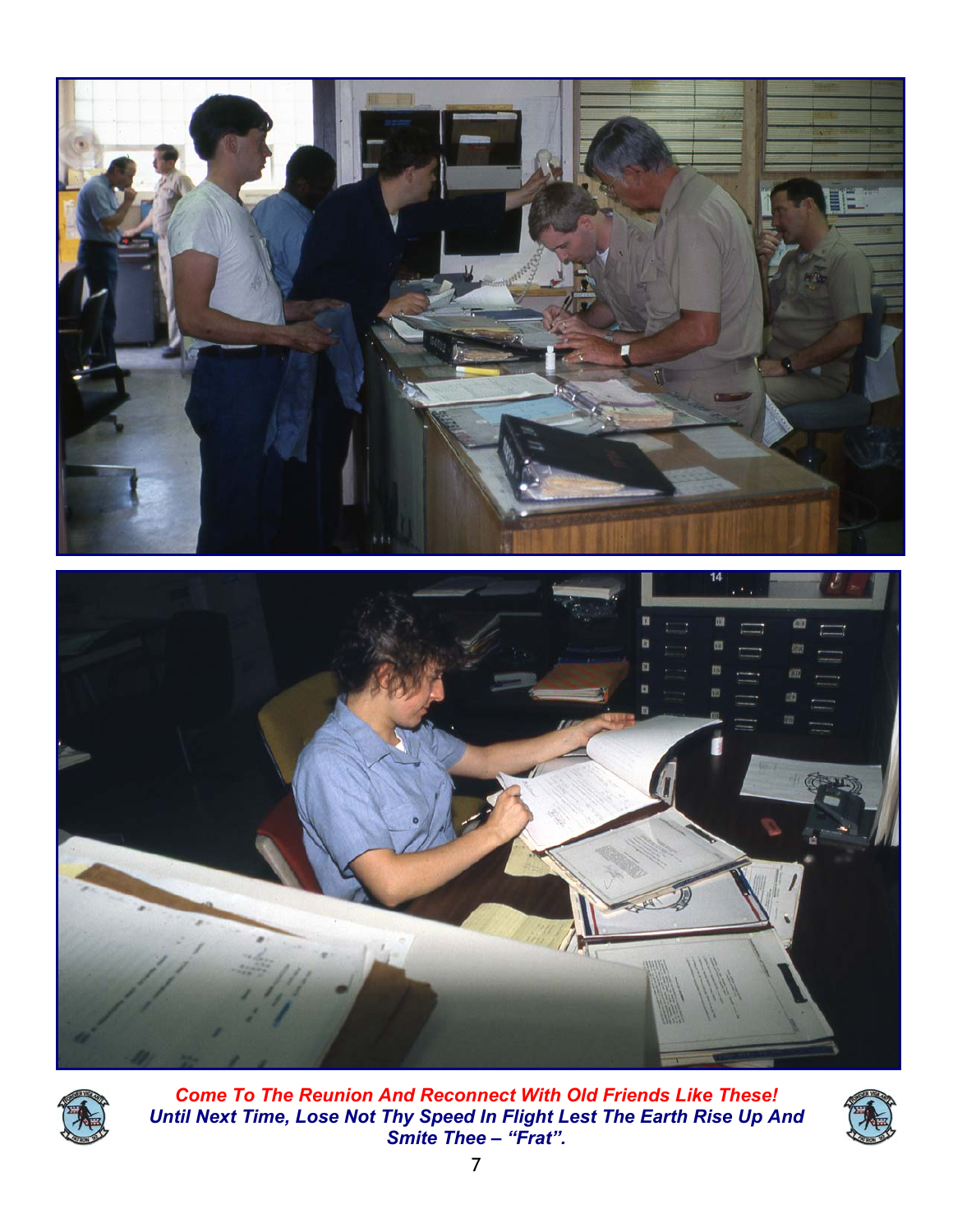***Come To The Reunion And Reconnect With Old Friends Like These!***
***Until Next Time, Lose Not Thy Speed In Flight Lest The Earth Rise Up And Smite Thee – "Frat".***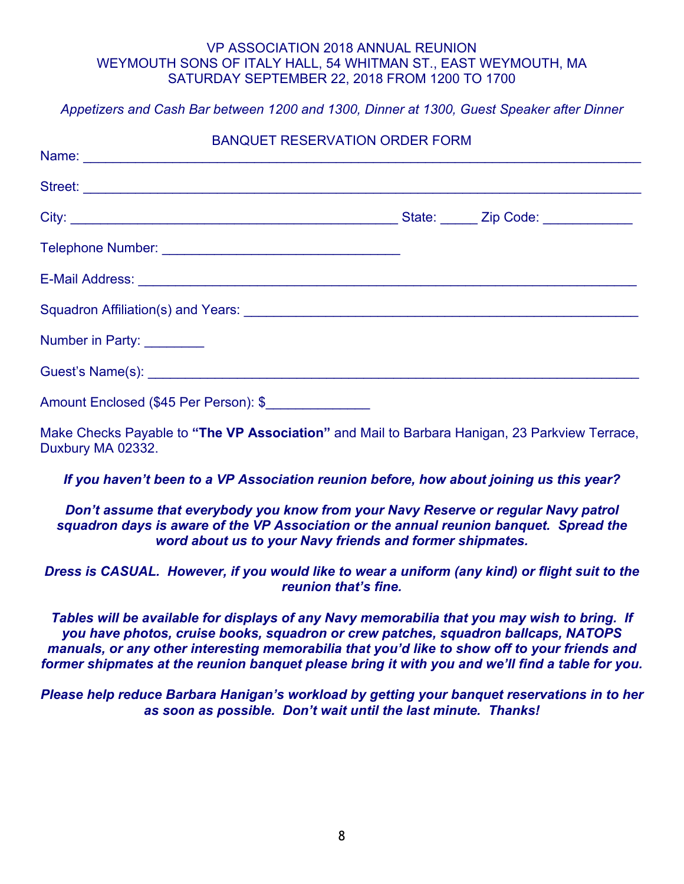VP ASSOCIATION 2018 ANNUAL REUNION
WEYMOUTH SONS OF ITALY HALL, 54 WHITMAN ST., EAST WEYMOUTH, MA
SATURDAY SEPTEMBER 22, 2018 FROM 1200 TO 1700

*Appetizers and Cash Bar between 1200 and 1300, Dinner at 1300, Guest Speaker after Dinner*

BANQUET RESERVATION ORDER FORM

Name: ______________________________________________________________________

Street: ______________________________________________________________________

City: ________________________________________ State: _____ Zip Code: ____________

Telephone Number: ________________________________

E-Mail Address: _______________________________________________________________

Squadron Affiliation(s) and Years: ___________________________________________________

Number in Party: ________

Guest's Name(s): ______________________________________________________________

Amount Enclosed ($45 Per Person): $______________

Make Checks Payable to **"The VP Association"** and Mail to Barbara Hanigan, 23 Parkview Terrace, Duxbury MA 02332.

***If you haven't been to a VP Association reunion before, how about joining us this year?***

***Don't assume that everybody you know from your Navy Reserve or regular Navy patrol squadron days is aware of the VP Association or the annual reunion banquet. Spread the word about us to your Navy friends and former shipmates.***

***Dress is CASUAL. However, if you would like to wear a uniform (any kind) or flight suit to the reunion that's fine.***

***Tables will be available for displays of any Navy memorabilia that you may wish to bring. If you have photos, cruise books, squadron or crew patches, squadron ballcaps, NATOPS manuals, or any other interesting memorabilia that you'd like to show off to your friends and former shipmates at the reunion banquet please bring it with you and we'll find a table for you.***

***Please help reduce Barbara Hanigan's workload by getting your banquet reservations in to her as soon as possible. Don't wait until the last minute. Thanks!***